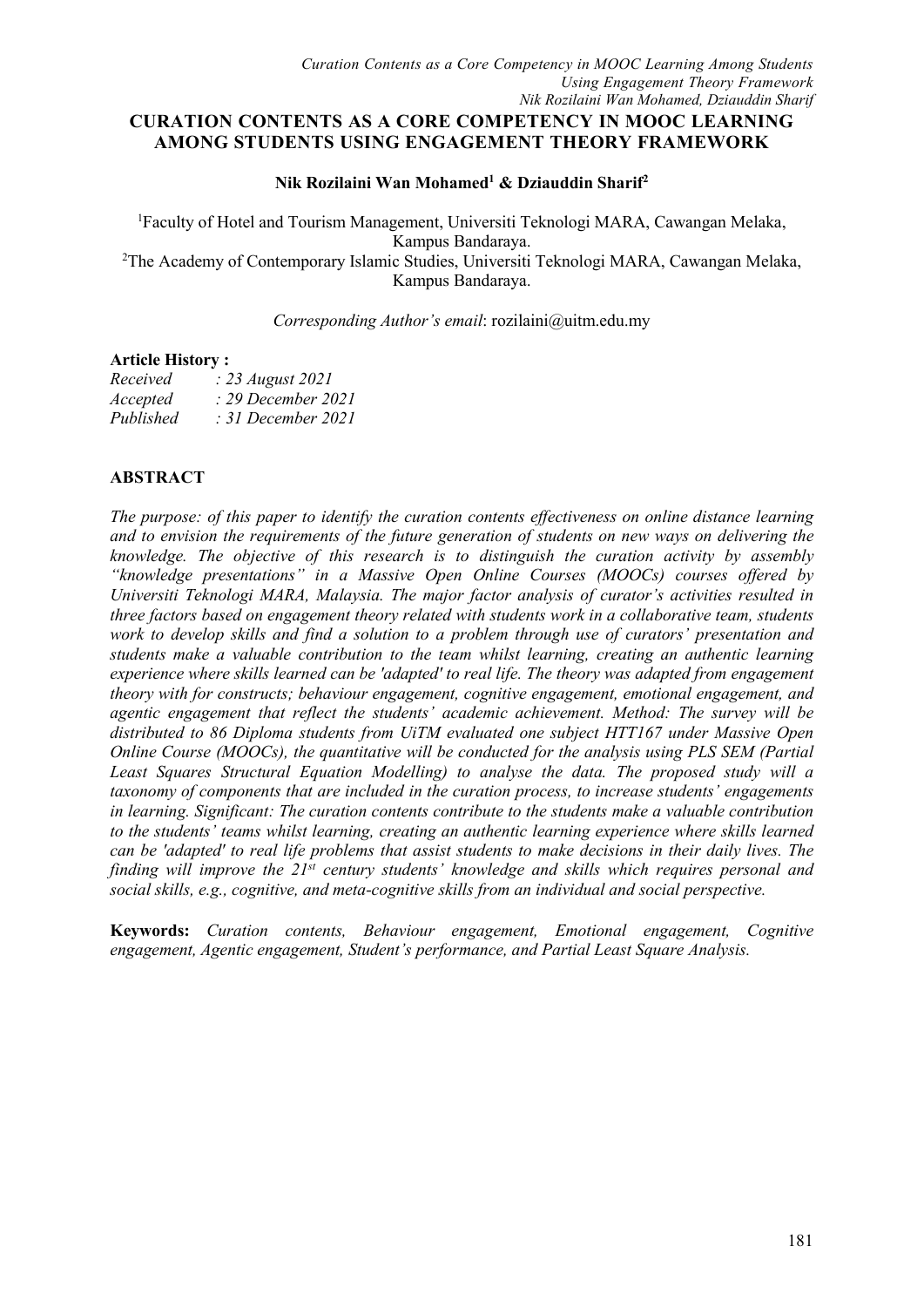# CURATION CONTENTS AS A CORE COMPETENCY IN MOOC LEARNING AMONG STUDENTS USING ENGAGEMENT THEORY FRAMEWORK

**Nik Rozilaini Wan Mohamed[1] & Dziauddin Sharif[2]**

[1]Faculty of Hotel and Tourism Management, Universiti Teknologi MARA, Cawangan Melaka, Kampus Bandaraya.
[2]The Academy of Contemporary Islamic Studies, Universiti Teknologi MARA, Cawangan Melaka, Kampus Bandaraya.

*Corresponding Author's email*: rozilaini@uitm.edu.my

**Article History :**

*Received* *: 23 August 2021*
*Accepted* *: 29 December 2021*
*Published* *: 31 December 2021*

## ABSTRACT

*The purpose: of this paper to identify the curation contents effectiveness on online distance learning and to envision the requirements of the future generation of students on new ways on delivering the knowledge. The objective of this research is to distinguish the curation activity by assembly "knowledge presentations" in a Massive Open Online Courses (MOOCs) courses offered by Universiti Teknologi MARA, Malaysia. The major factor analysis of curator's activities resulted in three factors based on engagement theory related with students work in a collaborative team, students work to develop skills and find a solution to a problem through use of curators' presentation and students make a valuable contribution to the team whilst learning, creating an authentic learning experience where skills learned can be 'adapted' to real life. The theory was adapted from engagement theory with for constructs; behaviour engagement, cognitive engagement, emotional engagement, and agentic engagement that reflect the students' academic achievement. Method: The survey will be distributed to 86 Diploma students from UiTM evaluated one subject HTT167 under Massive Open Online Course (MOOCs), the quantitative will be conducted for the analysis using PLS SEM (Partial Least Squares Structural Equation Modelling) to analyse the data. The proposed study will a taxonomy of components that are included in the curation process, to increase students' engagements in learning. Significant: The curation contents contribute to the students make a valuable contribution to the students' teams whilst learning, creating an authentic learning experience where skills learned can be 'adapted' to real life problems that assist students to make decisions in their daily lives. The finding will improve the 21st century students' knowledge and skills which requires personal and social skills, e.g., cognitive, and meta-cognitive skills from an individual and social perspective.*

**Keywords:** *Curation contents, Behaviour engagement, Emotional engagement, Cognitive engagement, Agentic engagement, Student's performance, and Partial Least Square Analysis.*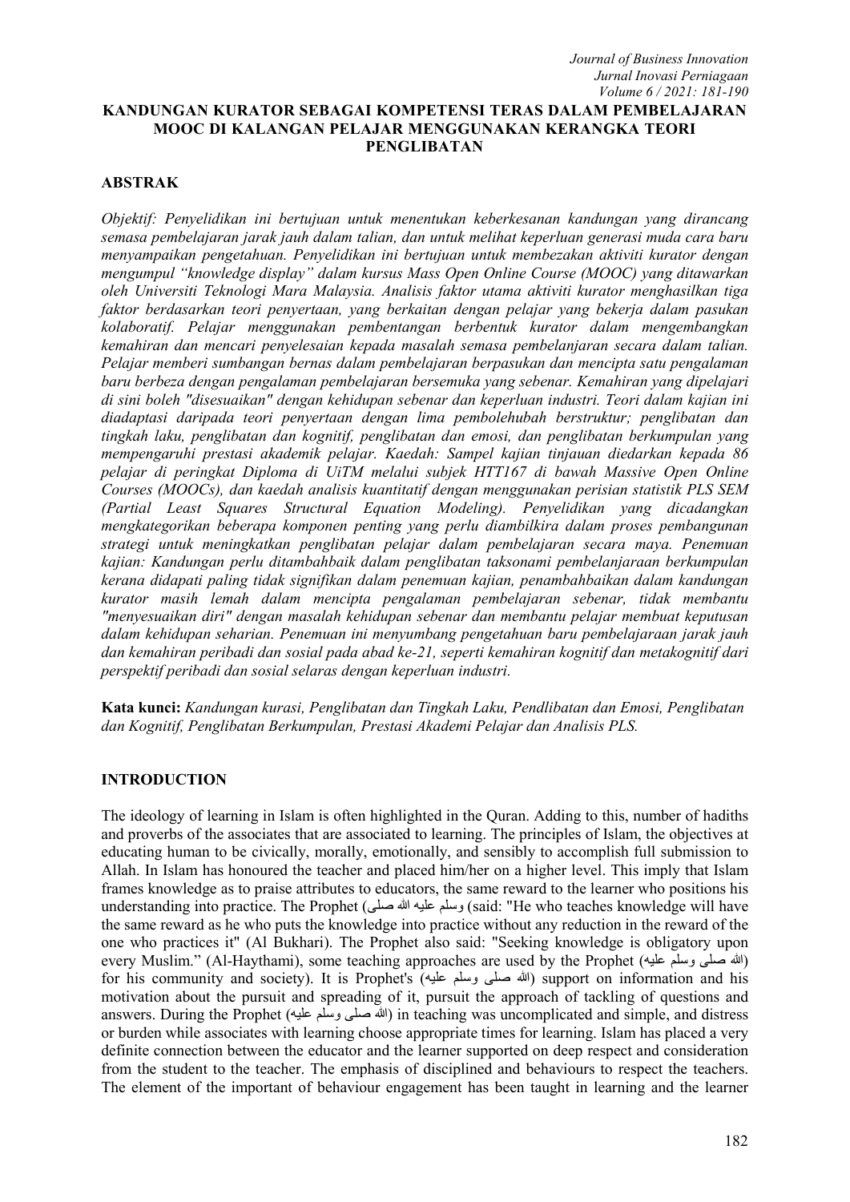# KANDUNGAN KURATOR SEBAGAI KOMPETENSI TERAS DALAM PEMBELAJARAN MOOC DI KALANGAN PELAJAR MENGGUNAKAN KERANGKA TEORI PENGLIBATAN

## ABSTRAK

*Objektif: Penyelidikan ini bertujuan untuk menentukan keberkesanan kandungan yang dirancang semasa pembelajaran jarak jauh dalam talian, dan untuk melihat keperluan generasi muda cara baru menyampaikan pengetahuan. Penyelidikan ini bertujuan untuk membezakan aktiviti kurator dengan mengumpul "knowledge display" dalam kursus Mass Open Online Course (MOOC) yang ditawarkan oleh Universiti Teknologi Mara Malaysia. Analisis faktor utama aktiviti kurator menghasilkan tiga faktor berdasarkan teori penyertaan, yang berkaitan dengan pelajar yang bekerja dalam pasukan kolaboratif. Pelajar menggunakan pembentangan berbentuk kurator dalam mengembangkan kemahiran dan mencari penyelesaian kepada masalah semasa pembelanjaran secara dalam talian. Pelajar memberi sumbangan bernas dalam pembelajaran berpasukan dan mencipta satu pengalaman baru berbeza dengan pengalaman pembelajaran bersemuka yang sebenar. Kemahiran yang dipelajari di sini boleh "disesuaikan" dengan kehidupan sebenar dan keperluan industri. Teori dalam kajian ini diadaptasi daripada teori penyertaan dengan lima pembolehubah berstruktur; penglibatan dan tingkah laku, penglibatan dan kognitif, penglibatan dan emosi, dan penglibatan berkumpulan yang mempengaruhi prestasi akademik pelajar. Kaedah: Sampel kajian tinjauan diedarkan kepada 86 pelajar di peringkat Diploma di UiTM melalui subjek HTT167 di bawah Massive Open Online Courses (MOOCs), dan kaedah analisis kuantitatif dengan menggunakan perisian statistik PLS SEM (Partial Least Squares Structural Equation Modeling). Penyelidikan yang dicadangkan mengkategorikan beberapa komponen penting yang perlu diambilkira dalam proses pembangunan strategi untuk meningkatkan penglibatan pelajar dalam pembelajaran secara maya. Penemuan kajian: Kandungan perlu ditambahbaik dalam penglibatan taksonami pembelanjaraan berkumpulan kerana didapati paling tidak signifikan dalam penemuan kajian, penambahbaikan dalam kandungan kurator masih lemah dalam mencipta pengalaman pembelajaran sebenar, tidak membantu "menyesuaikan diri" dengan masalah kehidupan sebenar dan membantu pelajar membuat keputusan dalam kehidupan seharian. Penemuan ini menyumbang pengetahuan baru pembelajaraan jarak jauh dan kemahiran peribadi dan sosial pada abad ke-21, seperti kemahiran kognitif dan metakognitif dari perspektif peribadi dan sosial selaras dengan keperluan industri.*

**Kata kunci:** *Kandungan kurasi, Penglibatan dan Tingkah Laku, Pendlibatan dan Emosi, Penglibatan dan Kognitif, Penglibatan Berkumpulan, Prestasi Akademi Pelajar dan Analisis PLS.*

## INTRODUCTION

The ideology of learning in Islam is often highlighted in the Quran. Adding to this, number of hadiths and proverbs of the associates that are associated to learning. The principles of Islam, the objectives at educating human to be civically, morally, emotionally, and sensibly to accomplish full submission to Allah. In Islam has honoured the teacher and placed him/her on a higher level. This imply that Islam frames knowledge as to praise attributes to educators, the same reward to the learner who positions his understanding into practice. The Prophet (صلى الله عليه وسلم) said: "He who teaches knowledge will have the same reward as he who puts the knowledge into practice without any reduction in the reward of the one who practices it" (Al Bukhari). The Prophet also said: "Seeking knowledge is obligatory upon every Muslim." (Al-Haythami), some teaching approaches are used by the Prophet (صلى الله عليه وسلم) for his community and society). It is Prophet's (صلى الله عليه وسلم) support on information and his motivation about the pursuit and spreading of it, pursuit the approach of tackling of questions and answers. During the Prophet (صلى الله عليه وسلم) in teaching was uncomplicated and simple, and distress or burden while associates with learning choose appropriate times for learning. Islam has placed a very definite connection between the educator and the learner supported on deep respect and consideration from the student to the teacher. The emphasis of disciplined and behaviours to respect the teachers. The element of the important of behaviour engagement has been taught in learning and the learner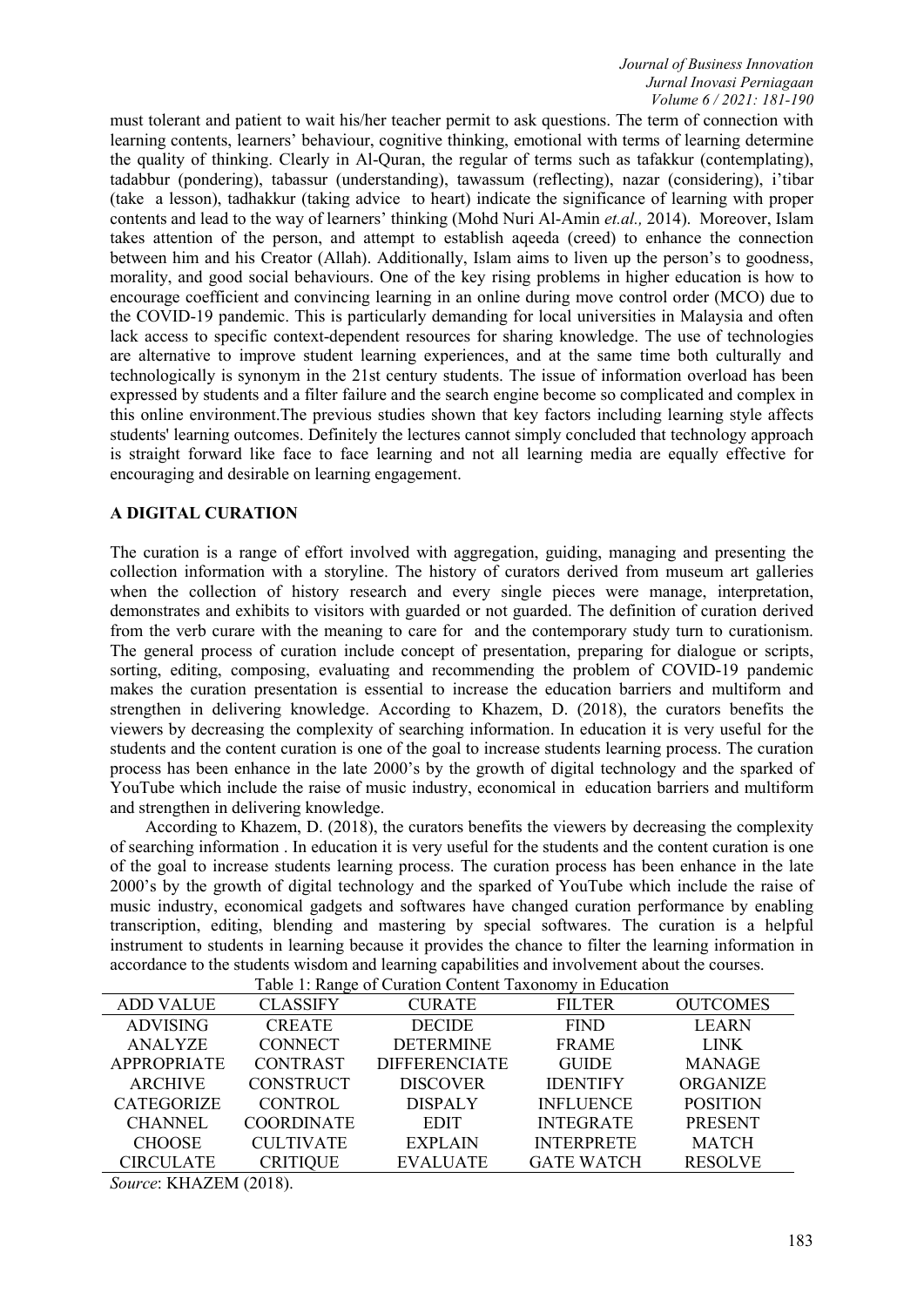must tolerant and patient to wait his/her teacher permit to ask questions. The term of connection with learning contents, learners' behaviour, cognitive thinking, emotional with terms of learning determine the quality of thinking. Clearly in Al-Quran, the regular of terms such as tafakkur (contemplating), tadabbur (pondering), tabassur (understanding), tawassum (reflecting), nazar (considering), i'tibar (take a lesson), tadhakkur (taking advice to heart) indicate the significance of learning with proper contents and lead to the way of learners' thinking (Mohd Nuri Al-Amin *et.al.,* 2014). Moreover, Islam takes attention of the person, and attempt to establish aqeeda (creed) to enhance the connection between him and his Creator (Allah). Additionally, Islam aims to liven up the person's to goodness, morality, and good social behaviours. One of the key rising problems in higher education is how to encourage coefficient and convincing learning in an online during move control order (MCO) due to the COVID-19 pandemic. This is particularly demanding for local universities in Malaysia and often lack access to specific context-dependent resources for sharing knowledge. The use of technologies are alternative to improve student learning experiences, and at the same time both culturally and technologically is synonym in the 21st century students. The issue of information overload has been expressed by students and a filter failure and the search engine become so complicated and complex in this online environment.The previous studies shown that key factors including learning style affects students' learning outcomes. Definitely the lectures cannot simply concluded that technology approach is straight forward like face to face learning and not all learning media are equally effective for encouraging and desirable on learning engagement.

## A DIGITAL CURATION

The curation is a range of effort involved with aggregation, guiding, managing and presenting the collection information with a storyline. The history of curators derived from museum art galleries when the collection of history research and every single pieces were manage, interpretation, demonstrates and exhibits to visitors with guarded or not guarded. The definition of curation derived from the verb curare with the meaning to care for and the contemporary study turn to curationism. The general process of curation include concept of presentation, preparing for dialogue or scripts, sorting, editing, composing, evaluating and recommending the problem of COVID-19 pandemic makes the curation presentation is essential to increase the education barriers and multiform and strengthen in delivering knowledge. According to Khazem, D. (2018), the curators benefits the viewers by decreasing the complexity of searching information. In education it is very useful for the students and the content curation is one of the goal to increase students learning process. The curation process has been enhance in the late 2000's by the growth of digital technology and the sparked of YouTube which include the raise of music industry, economical in education barriers and multiform and strengthen in delivering knowledge.

According to Khazem, D. (2018), the curators benefits the viewers by decreasing the complexity of searching information . In education it is very useful for the students and the content curation is one of the goal to increase students learning process. The curation process has been enhance in the late 2000's by the growth of digital technology and the sparked of YouTube which include the raise of music industry, economical gadgets and softwares have changed curation performance by enabling transcription, editing, blending and mastering by special softwares. The curation is a helpful instrument to students in learning because it provides the chance to filter the learning information in accordance to the students wisdom and learning capabilities and involvement about the courses.

Table 1: Range of Curation Content Taxonomy in Education

| ADD VALUE | CLASSIFY | CURATE | FILTER | OUTCOMES |
|---|---|---|---|---|
| ADVISING | CREATE | DECIDE | FIND | LEARN |
| ANALYZE | CONNECT | DETERMINE | FRAME | LINK |
| APPROPRIATE | CONTRAST | DIFFERENCIATE | GUIDE | MANAGE |
| ARCHIVE | CONSTRUCT | DISCOVER | IDENTIFY | ORGANIZE |
| CATEGORIZE | CONTROL | DISPALY | INFLUENCE | POSITION |
| CHANNEL | COORDINATE | EDIT | INTEGRATE | PRESENT |
| CHOOSE | CULTIVATE | EXPLAIN | INTERPRETE | MATCH |
| CIRCULATE | CRITIQUE | EVALUATE | GATE WATCH | RESOLVE |

*Source*: KHAZEM (2018).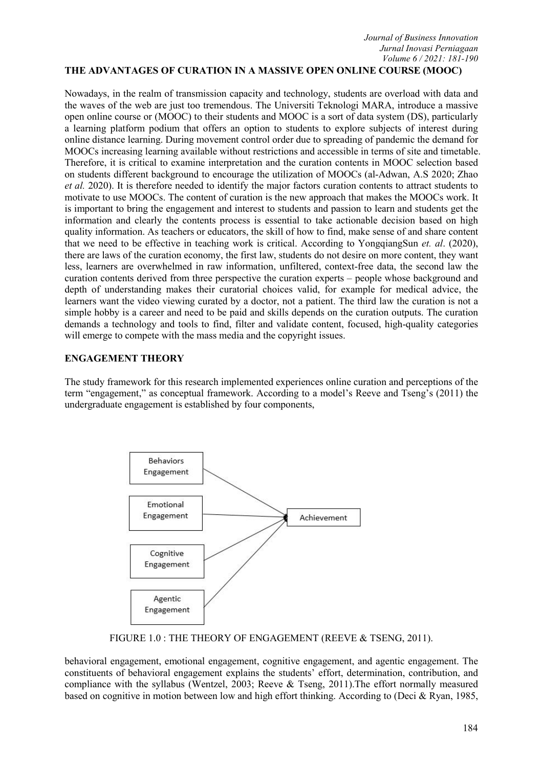## THE ADVANTAGES OF CURATION IN A MASSIVE OPEN ONLINE COURSE (MOOC)

Nowadays, in the realm of transmission capacity and technology, students are overload with data and the waves of the web are just too tremendous. The Universiti Teknologi MARA, introduce a massive open online course or (MOOC) to their students and MOOC is a sort of data system (DS), particularly a learning platform podium that offers an option to students to explore subjects of interest during online distance learning. During movement control order due to spreading of pandemic the demand for MOOCs increasing learning available without restrictions and accessible in terms of site and timetable. Therefore, it is critical to examine interpretation and the curation contents in MOOC selection based on students different background to encourage the utilization of MOOCs (al-Adwan, A.S 2020; Zhao *et al.* 2020). It is therefore needed to identify the major factors curation contents to attract students to motivate to use MOOCs. The content of curation is the new approach that makes the MOOCs work. It is important to bring the engagement and interest to students and passion to learn and students get the information and clearly the contents process is essential to take actionable decision based on high quality information. As teachers or educators, the skill of how to find, make sense of and share content that we need to be effective in teaching work is critical. According to YongqiangSun *et. al*. (2020), there are laws of the curation economy, the first law, students do not desire on more content, they want less, learners are overwhelmed in raw information, unfiltered, context-free data, the second law the curation contents derived from three perspective the curation experts – people whose background and depth of understanding makes their curatorial choices valid, for example for medical advice, the learners want the video viewing curated by a doctor, not a patient. The third law the curation is not a simple hobby is a career and need to be paid and skills depends on the curation outputs. The curation demands a technology and tools to find, filter and validate content, focused, high-quality categories will emerge to compete with the mass media and the copyright issues.

## ENGAGEMENT THEORY

The study framework for this research implemented experiences online curation and perceptions of the term "engagement," as conceptual framework. According to a model's Reeve and Tseng's (2011) the undergraduate engagement is established by four components,

Behaviors Engagement

Emotional Engagement

Cognitive Engagement

Agentic Engagement

Achievement

FIGURE 1.0 : THE THEORY OF ENGAGEMENT (REEVE & TSENG, 2011).

behavioral engagement, emotional engagement, cognitive engagement, and agentic engagement. The constituents of behavioral engagement explains the students' effort, determination, contribution, and compliance with the syllabus (Wentzel, 2003; Reeve & Tseng, 2011).The effort normally measured based on cognitive in motion between low and high effort thinking. According to (Deci & Ryan, 1985,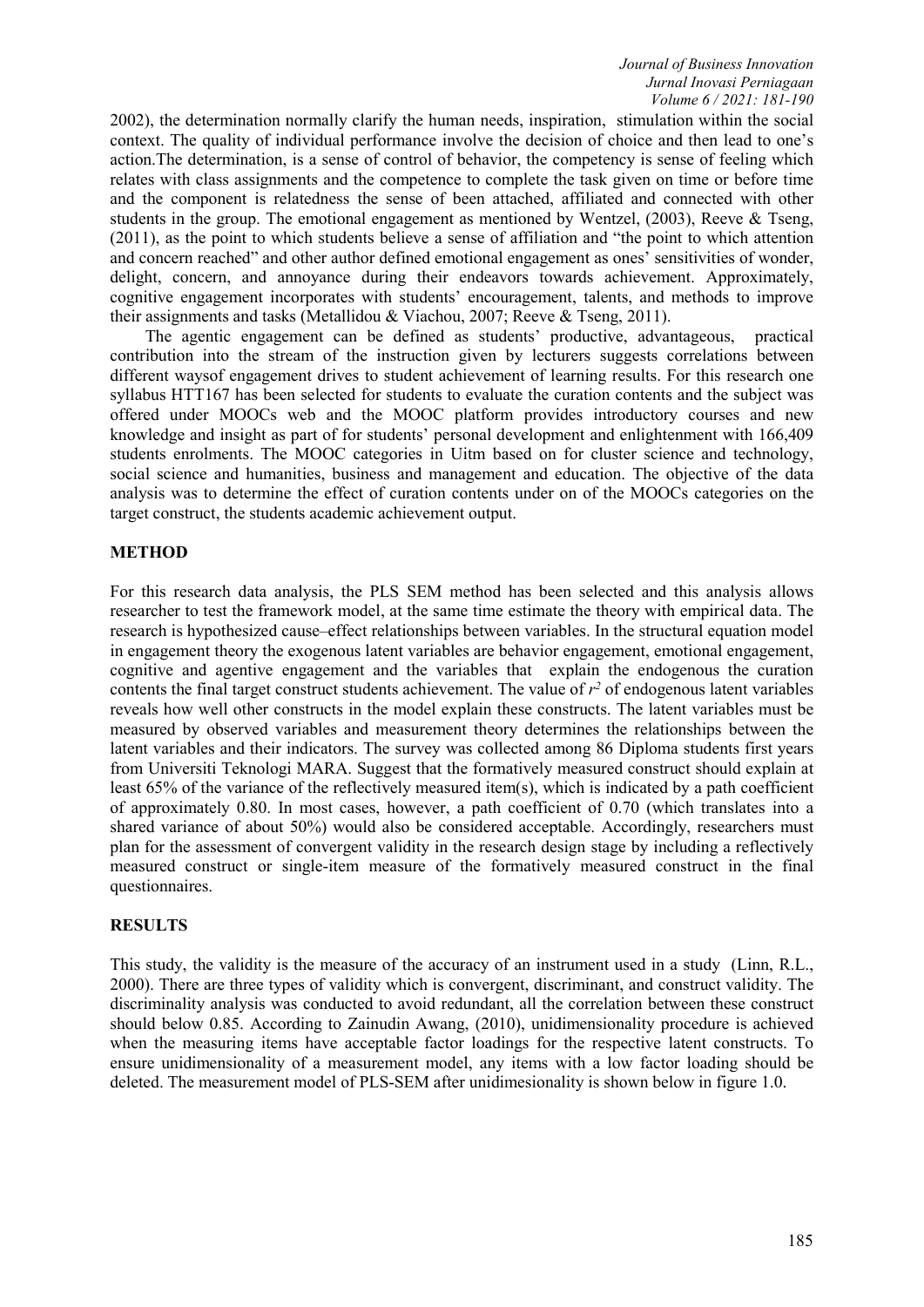2002), the determination normally clarify the human needs, inspiration, stimulation within the social context. The quality of individual performance involve the decision of choice and then lead to one's action.The determination, is a sense of control of behavior, the competency is sense of feeling which relates with class assignments and the competence to complete the task given on time or before time and the component is relatedness the sense of been attached, affiliated and connected with other students in the group. The emotional engagement as mentioned by Wentzel, (2003), Reeve & Tseng, (2011), as the point to which students believe a sense of affiliation and "the point to which attention and concern reached" and other author defined emotional engagement as ones' sensitivities of wonder, delight, concern, and annoyance during their endeavors towards achievement. Approximately, cognitive engagement incorporates with students' encouragement, talents, and methods to improve their assignments and tasks (Metallidou & Viachou, 2007; Reeve & Tseng, 2011).

The agentic engagement can be defined as students' productive, advantageous, practical contribution into the stream of the instruction given by lecturers suggests correlations between different waysof engagement drives to student achievement of learning results. For this research one syllabus HTT167 has been selected for students to evaluate the curation contents and the subject was offered under MOOCs web and the MOOC platform provides introductory courses and new knowledge and insight as part of for students' personal development and enlightenment with 166,409 students enrolments. The MOOC categories in Uitm based on for cluster science and technology, social science and humanities, business and management and education. The objective of the data analysis was to determine the effect of curation contents under on of the MOOCs categories on the target construct, the students academic achievement output.

## METHOD

For this research data analysis, the PLS SEM method has been selected and this analysis allows researcher to test the framework model, at the same time estimate the theory with empirical data. The research is hypothesized cause–effect relationships between variables. In the structural equation model in engagement theory the exogenous latent variables are behavior engagement, emotional engagement, cognitive and agentive engagement and the variables that explain the endogenous the curation contents the final target construct students achievement. The value of $r^2$ of endogenous latent variables reveals how well other constructs in the model explain these constructs. The latent variables must be measured by observed variables and measurement theory determines the relationships between the latent variables and their indicators. The survey was collected among 86 Diploma students first years from Universiti Teknologi MARA. Suggest that the formatively measured construct should explain at least 65% of the variance of the reflectively measured item(s), which is indicated by a path coefficient of approximately 0.80. In most cases, however, a path coefficient of 0.70 (which translates into a shared variance of about 50%) would also be considered acceptable. Accordingly, researchers must plan for the assessment of convergent validity in the research design stage by including a reflectively measured construct or single-item measure of the formatively measured construct in the final questionnaires.

## RESULTS

This study, the validity is the measure of the accuracy of an instrument used in a study (Linn, R.L., 2000). There are three types of validity which is convergent, discriminant, and construct validity. The discriminality analysis was conducted to avoid redundant, all the correlation between these construct should below 0.85. According to Zainudin Awang, (2010), unidimensionality procedure is achieved when the measuring items have acceptable factor loadings for the respective latent constructs. To ensure unidimensionality of a measurement model, any items with a low factor loading should be deleted. The measurement model of PLS-SEM after unidimesionality is shown below in figure 1.0.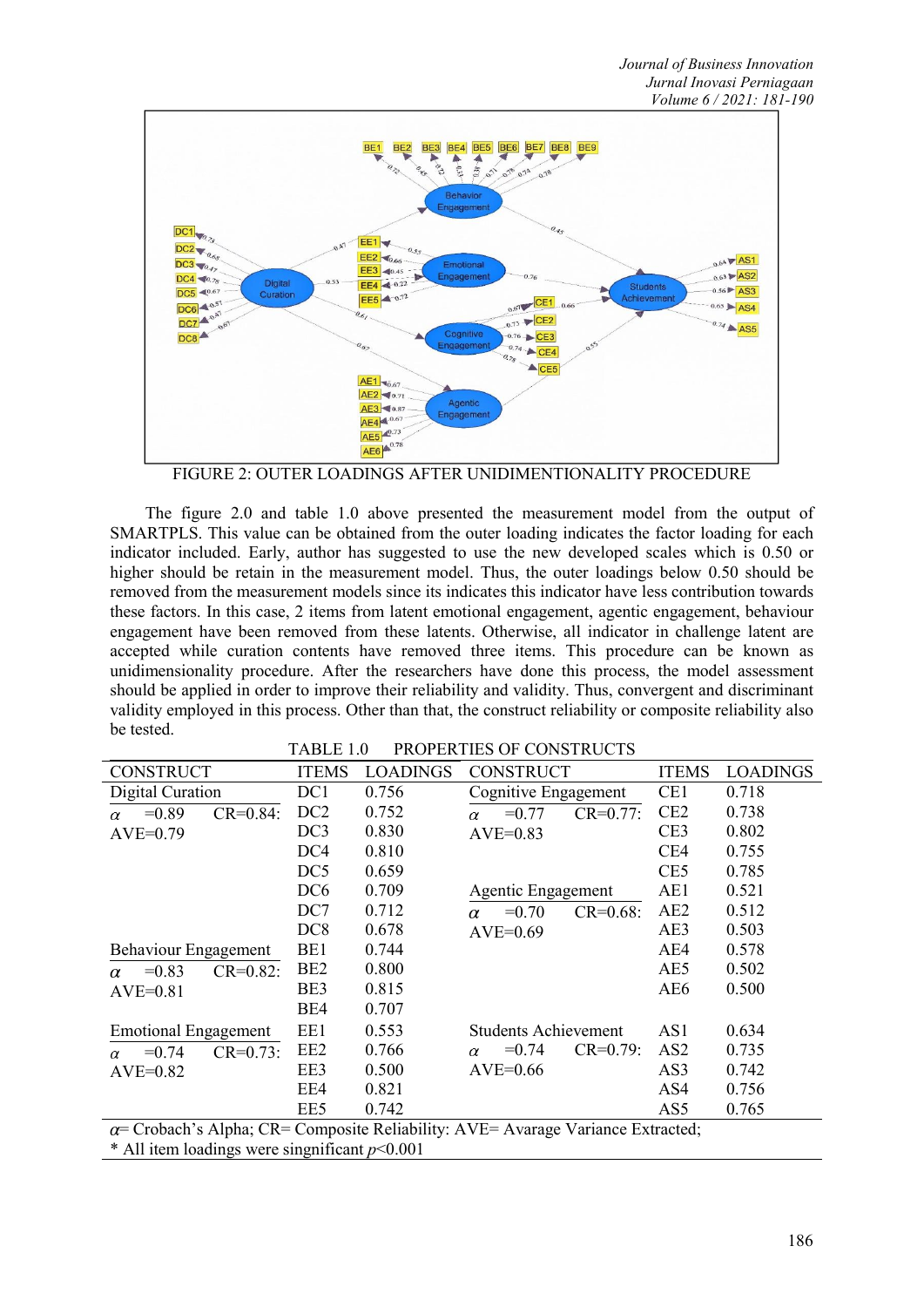FIGURE 2: OUTER LOADINGS AFTER UNIDIMENTIONALITY PROCEDURE

The figure 2.0 and table 1.0 above presented the measurement model from the output of SMARTPLS. This value can be obtained from the outer loading indicates the factor loading for each indicator included. Early, author has suggested to use the new developed scales which is 0.50 or higher should be retain in the measurement model. Thus, the outer loadings below 0.50 should be removed from the measurement models since its indicates this indicator have less contribution towards these factors. In this case, 2 items from latent emotional engagement, agentic engagement, behaviour engagement have been removed from these latents. Otherwise, all indicator in challenge latent are accepted while curation contents have removed three items. This procedure can be known as unidimensionality procedure. After the researchers have done this process, the model assessment should be applied in order to improve their reliability and validity. Thus, convergent and discriminant validity employed in this process. Other than that, the construct reliability or composite reliability also be tested.

TABLE 1.0 PROPERTIES OF CONSTRUCTS

| CONSTRUCT | ITEMS | LOADINGS | CONSTRUCT | ITEMS | LOADINGS |
|---|---|---|---|---|---|
| Digital Curation | DC1 | 0.756 | Cognitive Engagement | CE1 | 0.718 |
| $\alpha$ =0.89 CR=0.84: | DC2 | 0.752 | $\alpha$ =0.77 CR=0.77: | CE2 | 0.738 |
| AVE=0.79 | DC3 | 0.830 | AVE=0.83 | CE3 | 0.802 |
| | DC4 | 0.810 | | CE4 | 0.755 |
| | DC5 | 0.659 | | CE5 | 0.785 |
| | DC6 | 0.709 | Agentic Engagement | AE1 | 0.521 |
| | DC7 | 0.712 | $\alpha$ =0.70 CR=0.68: | AE2 | 0.512 |
| | DC8 | 0.678 | AVE=0.69 | AE3 | 0.503 |
| Behaviour Engagement | BE1 | 0.744 | | AE4 | 0.578 |
| $\alpha$ =0.83 CR=0.82: | BE2 | 0.800 | | AE5 | 0.502 |
| AVE=0.81 | BE3 | 0.815 | | AE6 | 0.500 |
| | BE4 | 0.707 | | | |
| Emotional Engagement | EE1 | 0.553 | Students Achievement | AS1 | 0.634 |
| $\alpha$ =0.74 CR=0.73: | EE2 | 0.766 | $\alpha$ =0.74 CR=0.79: | AS2 | 0.735 |
| AVE=0.82 | EE3 | 0.500 | AVE=0.66 | AS3 | 0.742 |
| | EE4 | 0.821 | | AS4 | 0.756 |
| | EE5 | 0.742 | | AS5 | 0.765 |

$\alpha$= Crobach's Alpha; CR= Composite Reliability: AVE= Avarage Variance Extracted;
* All item loadings were singnificant $p$<0.001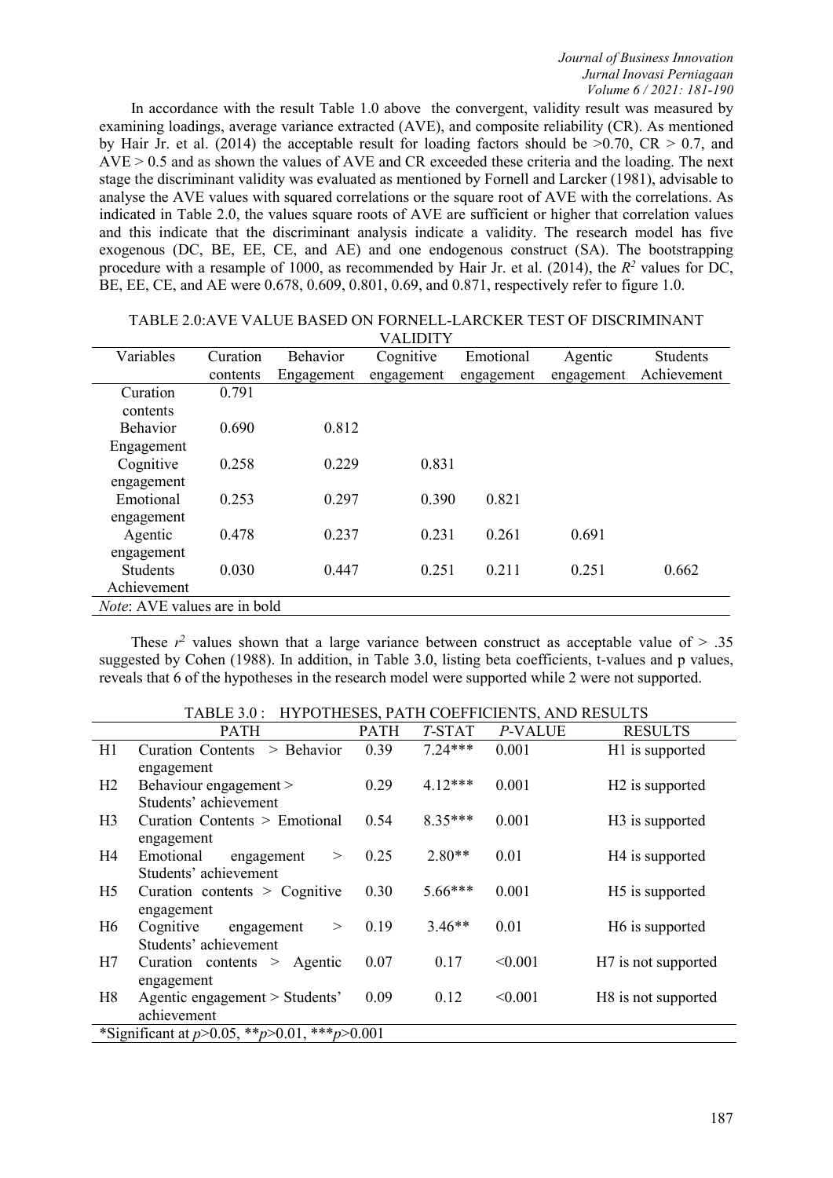In accordance with the result Table 1.0 above the convergent, validity result was measured by examining loadings, average variance extracted (AVE), and composite reliability (CR). As mentioned by Hair Jr. et al. (2014) the acceptable result for loading factors should be >0.70, CR > 0.7, and AVE > 0.5 and as shown the values of AVE and CR exceeded these criteria and the loading. The next stage the discriminant validity was evaluated as mentioned by Fornell and Larcker (1981), advisable to analyse the AVE values with squared correlations or the square root of AVE with the correlations. As indicated in Table 2.0, the values square roots of AVE are sufficient or higher that correlation values and this indicate that the discriminant analysis indicate a validity. The research model has five exogenous (DC, BE, EE, CE, and AE) and one endogenous construct (SA). The bootstrapping procedure with a resample of 1000, as recommended by Hair Jr. et al. (2014), the $R^2$ values for DC, BE, EE, CE, and AE were 0.678, 0.609, 0.801, 0.69, and 0.871, respectively refer to figure 1.0.

TABLE 2.0:AVE VALUE BASED ON FORNELL-LARCKER TEST OF DISCRIMINANT VALIDITY

| Variables | Curation contents | Behavior Engagement | Cognitive engagement | Emotional engagement | Agentic engagement | Students Achievement |
|---|---|---|---|---|---|---|
| Curation contents | 0.791 | | | | | |
| Behavior Engagement | 0.690 | 0.812 | | | | |
| Cognitive engagement | 0.258 | 0.229 | 0.831 | | | |
| Emotional engagement | 0.253 | 0.297 | 0.390 | 0.821 | | |
| Agentic engagement | 0.478 | 0.237 | 0.231 | 0.261 | 0.691 | |
| Students Achievement | 0.030 | 0.447 | 0.251 | 0.211 | 0.251 | 0.662 |

*Note*: AVE values are in bold

These $r^2$ values shown that a large variance between construct as acceptable value of > .35 suggested by Cohen (1988). In addition, in Table 3.0, listing beta coefficients, t-values and p values, reveals that 6 of the hypotheses in the research model were supported while 2 were not supported.

TABLE 3.0 : HYPOTHESES, PATH COEFFICIENTS, AND RESULTS

| | PATH | PATH | *T*-STAT | *P*-VALUE | RESULTS |
|---|---|---|---|---|---|
| H1 | Curation Contents > Behavior engagement | 0.39 | 7.24*** | 0.001 | H1 is supported |
| H2 | Behaviour engagement > Students' achievement | 0.29 | 4.12*** | 0.001 | H2 is supported |
| H3 | Curation Contents > Emotional engagement | 0.54 | 8.35*** | 0.001 | H3 is supported |
| H4 | Emotional engagement > Students' achievement | 0.25 | 2.80** | 0.01 | H4 is supported |
| H5 | Curation contents > Cognitive engagement | 0.30 | 5.66*** | 0.001 | H5 is supported |
| H6 | Cognitive engagement > Students' achievement | 0.19 | 3.46** | 0.01 | H6 is supported |
| H7 | Curation contents > Agentic engagement | 0.07 | 0.17 | <0.001 | H7 is not supported |
| H8 | Agentic engagement > Students' achievement | 0.09 | 0.12 | <0.001 | H8 is not supported |

*Significant at $p$>0.05, **$p$>0.01, ***$p$>0.001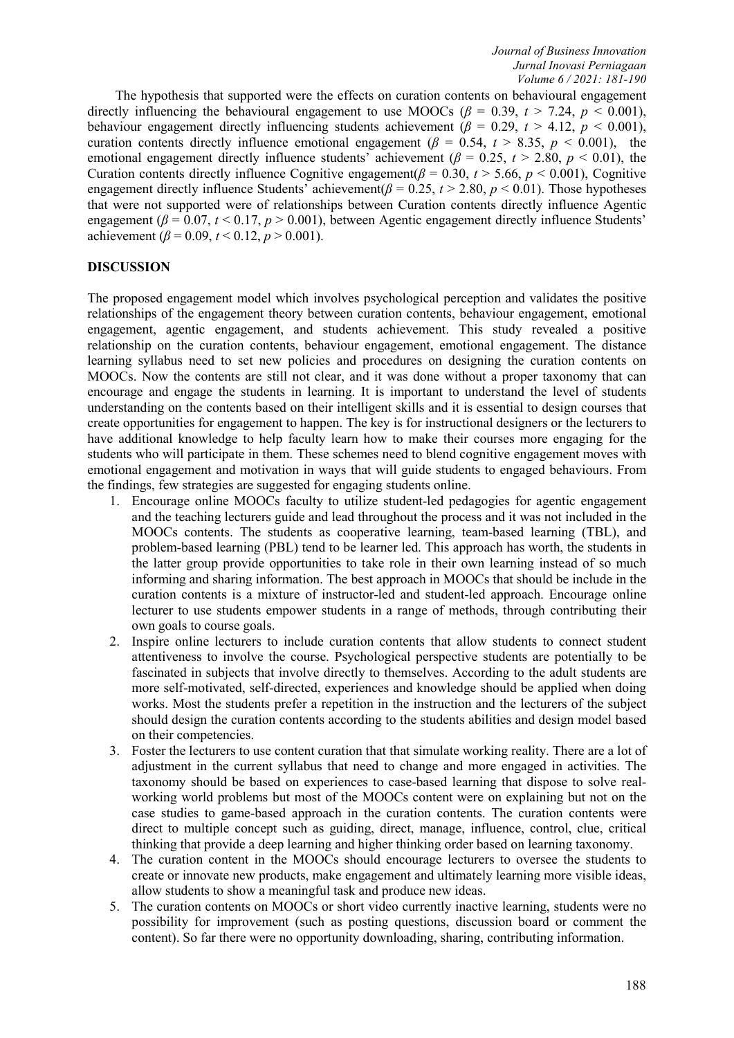The hypothesis that supported were the effects on curation contents on behavioural engagement directly influencing the behavioural engagement to use MOOCs ($\beta$ = 0.39, $t$ > 7.24, $p$ < 0.001), behaviour engagement directly influencing students achievement ($\beta$ = 0.29, $t$ > 4.12, $p$ < 0.001), curation contents directly influence emotional engagement ($\beta$ = 0.54, $t$ > 8.35, $p$ < 0.001), the emotional engagement directly influence students' achievement ($\beta$ = 0.25, $t$ > 2.80, $p$ < 0.01), the Curation contents directly influence Cognitive engagement($\beta$ = 0.30, $t$ > 5.66, $p$ < 0.001), Cognitive engagement directly influence Students' achievement($\beta$ = 0.25, $t$ > 2.80, $p$ < 0.01). Those hypotheses that were not supported were of relationships between Curation contents directly influence Agentic engagement ($\beta$ = 0.07, $t$ < 0.17, $p$ > 0.001), between Agentic engagement directly influence Students' achievement ($\beta$ = 0.09, $t$ < 0.12, $p$ > 0.001).

## DISCUSSION

The proposed engagement model which involves psychological perception and validates the positive relationships of the engagement theory between curation contents, behaviour engagement, emotional engagement, agentic engagement, and students achievement. This study revealed a positive relationship on the curation contents, behaviour engagement, emotional engagement. The distance learning syllabus need to set new policies and procedures on designing the curation contents on MOOCs. Now the contents are still not clear, and it was done without a proper taxonomy that can encourage and engage the students in learning. It is important to understand the level of students understanding on the contents based on their intelligent skills and it is essential to design courses that create opportunities for engagement to happen. The key is for instructional designers or the lecturers to have additional knowledge to help faculty learn how to make their courses more engaging for the students who will participate in them. These schemes need to blend cognitive engagement moves with emotional engagement and motivation in ways that will guide students to engaged behaviours. From the findings, few strategies are suggested for engaging students online.

1. Encourage online MOOCs faculty to utilize student-led pedagogies for agentic engagement and the teaching lecturers guide and lead throughout the process and it was not included in the MOOCs contents. The students as cooperative learning, team-based learning (TBL), and problem-based learning (PBL) tend to be learner led. This approach has worth, the students in the latter group provide opportunities to take role in their own learning instead of so much informing and sharing information. The best approach in MOOCs that should be include in the curation contents is a mixture of instructor-led and student-led approach. Encourage online lecturer to use students empower students in a range of methods, through contributing their own goals to course goals.
2. Inspire online lecturers to include curation contents that allow students to connect student attentiveness to involve the course. Psychological perspective students are potentially to be fascinated in subjects that involve directly to themselves. According to the adult students are more self-motivated, self-directed, experiences and knowledge should be applied when doing works. Most the students prefer a repetition in the instruction and the lecturers of the subject should design the curation contents according to the students abilities and design model based on their competencies.
3. Foster the lecturers to use content curation that that simulate working reality. There are a lot of adjustment in the current syllabus that need to change and more engaged in activities. The taxonomy should be based on experiences to case-based learning that dispose to solve real-working world problems but most of the MOOCs content were on explaining but not on the case studies to game-based approach in the curation contents. The curation contents were direct to multiple concept such as guiding, direct, manage, influence, control, clue, critical thinking that provide a deep learning and higher thinking order based on learning taxonomy.
4. The curation content in the MOOCs should encourage lecturers to oversee the students to create or innovate new products, make engagement and ultimately learning more visible ideas, allow students to show a meaningful task and produce new ideas.
5. The curation contents on MOOCs or short video currently inactive learning, students were no possibility for improvement (such as posting questions, discussion board or comment the content). So far there were no opportunity downloading, sharing, contributing information.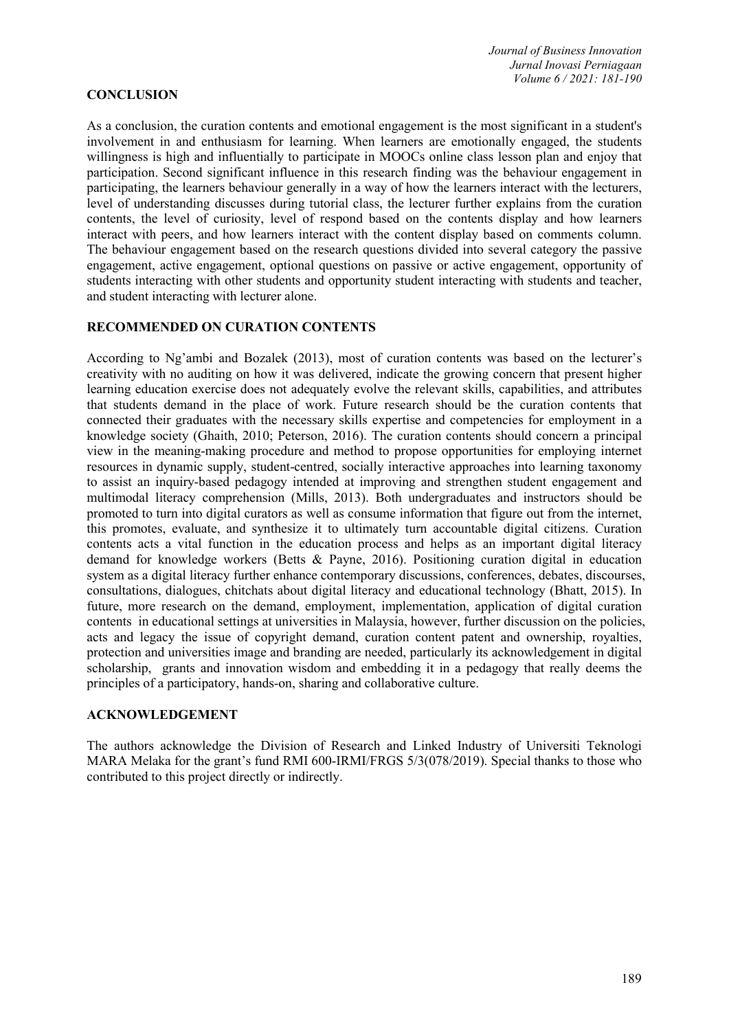## CONCLUSION

As a conclusion, the curation contents and emotional engagement is the most significant in a student's involvement in and enthusiasm for learning. When learners are emotionally engaged, the students willingness is high and influentially to participate in MOOCs online class lesson plan and enjoy that participation. Second significant influence in this research finding was the behaviour engagement in participating, the learners behaviour generally in a way of how the learners interact with the lecturers, level of understanding discusses during tutorial class, the lecturer further explains from the curation contents, the level of curiosity, level of respond based on the contents display and how learners interact with peers, and how learners interact with the content display based on comments column. The behaviour engagement based on the research questions divided into several category the passive engagement, active engagement, optional questions on passive or active engagement, opportunity of students interacting with other students and opportunity student interacting with students and teacher, and student interacting with lecturer alone.

## RECOMMENDED ON CURATION CONTENTS

According to Ng'ambi and Bozalek (2013), most of curation contents was based on the lecturer's creativity with no auditing on how it was delivered, indicate the growing concern that present higher learning education exercise does not adequately evolve the relevant skills, capabilities, and attributes that students demand in the place of work. Future research should be the curation contents that connected their graduates with the necessary skills expertise and competencies for employment in a knowledge society (Ghaith, 2010; Peterson, 2016). The curation contents should concern a principal view in the meaning-making procedure and method to propose opportunities for employing internet resources in dynamic supply, student-centred, socially interactive approaches into learning taxonomy to assist an inquiry-based pedagogy intended at improving and strengthen student engagement and multimodal literacy comprehension (Mills, 2013). Both undergraduates and instructors should be promoted to turn into digital curators as well as consume information that figure out from the internet, this promotes, evaluate, and synthesize it to ultimately turn accountable digital citizens. Curation contents acts a vital function in the education process and helps as an important digital literacy demand for knowledge workers (Betts & Payne, 2016). Positioning curation digital in education system as a digital literacy further enhance contemporary discussions, conferences, debates, discourses, consultations, dialogues, chitchats about digital literacy and educational technology (Bhatt, 2015). In future, more research on the demand, employment, implementation, application of digital curation contents in educational settings at universities in Malaysia, however, further discussion on the policies, acts and legacy the issue of copyright demand, curation content patent and ownership, royalties, protection and universities image and branding are needed, particularly its acknowledgement in digital scholarship, grants and innovation wisdom and embedding it in a pedagogy that really deems the principles of a participatory, hands-on, sharing and collaborative culture.

## ACKNOWLEDGEMENT

The authors acknowledge the Division of Research and Linked Industry of Universiti Teknologi MARA Melaka for the grant's fund RMI 600-IRMI/FRGS 5/3(078/2019). Special thanks to those who contributed to this project directly or indirectly.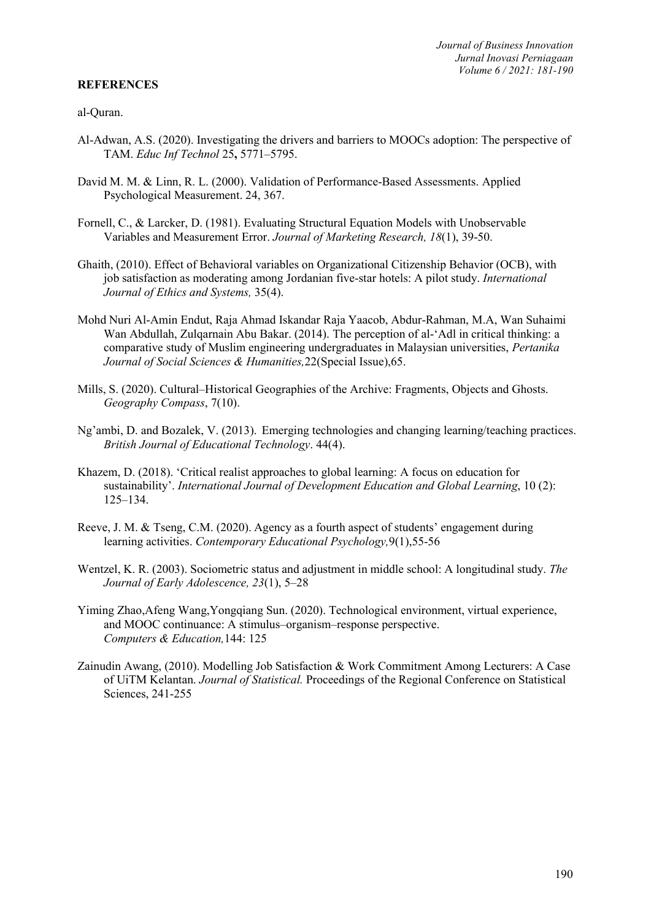**REFERENCES**

al-Quran.

Al-Adwan, A.S. (2020). Investigating the drivers and barriers to MOOCs adoption: The perspective of TAM. *Educ Inf Technol* 25**,** 5771–5795.

David M. M. & Linn, R. L. (2000). Validation of Performance-Based Assessments. Applied Psychological Measurement. 24, 367.

Fornell, C., & Larcker, D. (1981). Evaluating Structural Equation Models with Unobservable Variables and Measurement Error. *Journal of Marketing Research, 18*(1), 39-50.

Ghaith, (2010). Effect of Behavioral variables on Organizational Citizenship Behavior (OCB), with job satisfaction as moderating among Jordanian five-star hotels: A pilot study. *International Journal of Ethics and Systems,* 35(4).

Mohd Nuri Al-Amin Endut, Raja Ahmad Iskandar Raja Yaacob, Abdur-Rahman, M.A, Wan Suhaimi Wan Abdullah, Zulqarnain Abu Bakar. (2014). The perception of al-'Adl in critical thinking: a comparative study of Muslim engineering undergraduates in Malaysian universities, *Pertanika Journal of Social Sciences & Humanities,*22(Special Issue),65.

Mills, S. (2020). Cultural–Historical Geographies of the Archive: Fragments, Objects and Ghosts. *Geography Compass*, 7(10).

Ng'ambi, D. and Bozalek, V. (2013). Emerging technologies and changing learning/teaching practices. *British Journal of Educational Technology*. 44(4).

Khazem, D. (2018). 'Critical realist approaches to global learning: A focus on education for sustainability'. *International Journal of Development Education and Global Learning*, 10 (2): 125–134.

Reeve, J. M. & Tseng, C.M. (2020). Agency as a fourth aspect of students' engagement during learning activities. *Contemporary Educational Psychology,*9(1),55-56

Wentzel, K. R. (2003). Sociometric status and adjustment in middle school: A longitudinal study. *The Journal of Early Adolescence, 23*(1), 5–28

Yiming Zhao,Afeng Wang,Yongqiang Sun. (2020). Technological environment, virtual experience, and MOOC continuance: A stimulus–organism–response perspective. *Computers & Education,*144: 125

Zainudin Awang, (2010). Modelling Job Satisfaction & Work Commitment Among Lecturers: A Case of UiTM Kelantan. *Journal of Statistical.* Proceedings of the Regional Conference on Statistical Sciences, 241-255